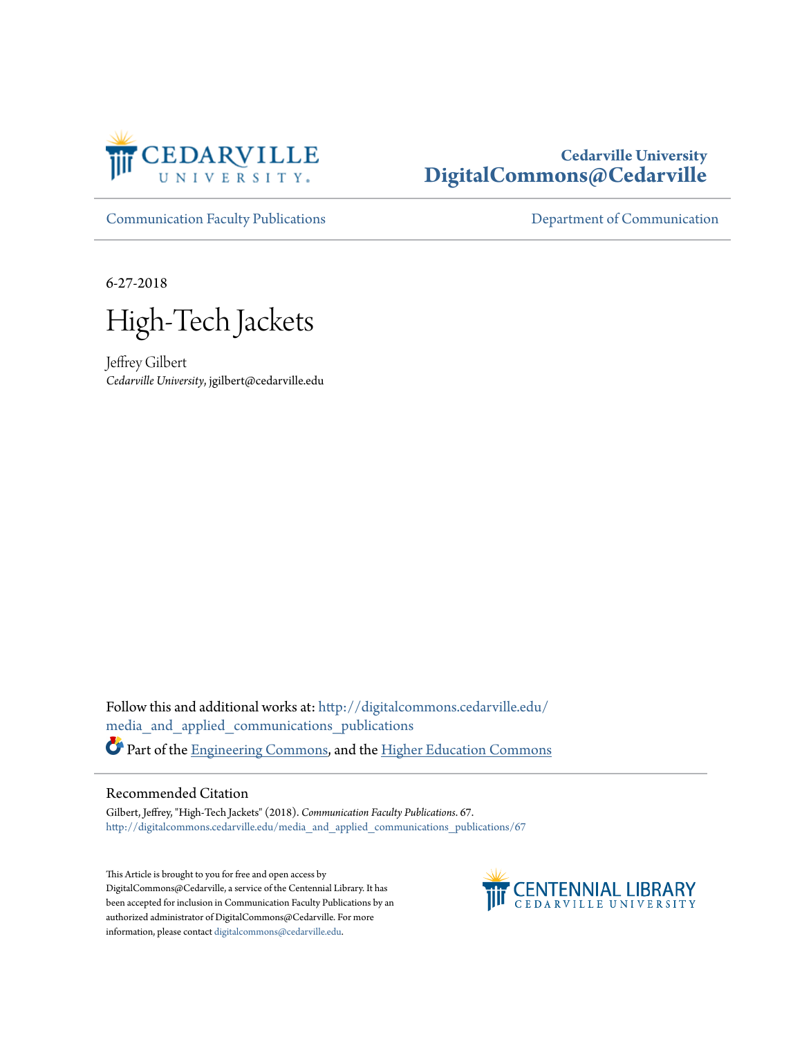Cedarville University
DigitalCommons@Cedarville

Communication Faculty Publications | Department of Communication

6-27-2018

# High-Tech Jackets

Jeffrey Gilbert
*Cedarville University*, jgilbert@cedarville.edu

Follow this and additional works at: http://digitalcommons.cedarville.edu/media_and_applied_communications_publications

Part of the Engineering Commons, and the Higher Education Commons

## Recommended Citation

Gilbert, Jeffrey, "High-Tech Jackets" (2018). *Communication Faculty Publications*. 67.
http://digitalcommons.cedarville.edu/media_and_applied_communications_publications/67

This Article is brought to you for free and open access by DigitalCommons@Cedarville, a service of the Centennial Library. It has been accepted for inclusion in Communication Faculty Publications by an authorized administrator of DigitalCommons@Cedarville. For more information, please contact digitalcommons@cedarville.edu.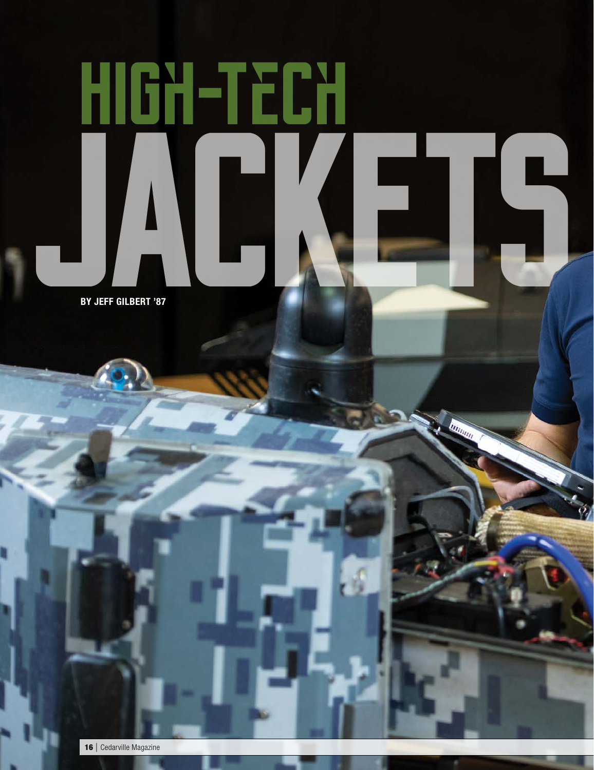# HIGH-TECH JACKETS

**BY JEFF GILBERT '87**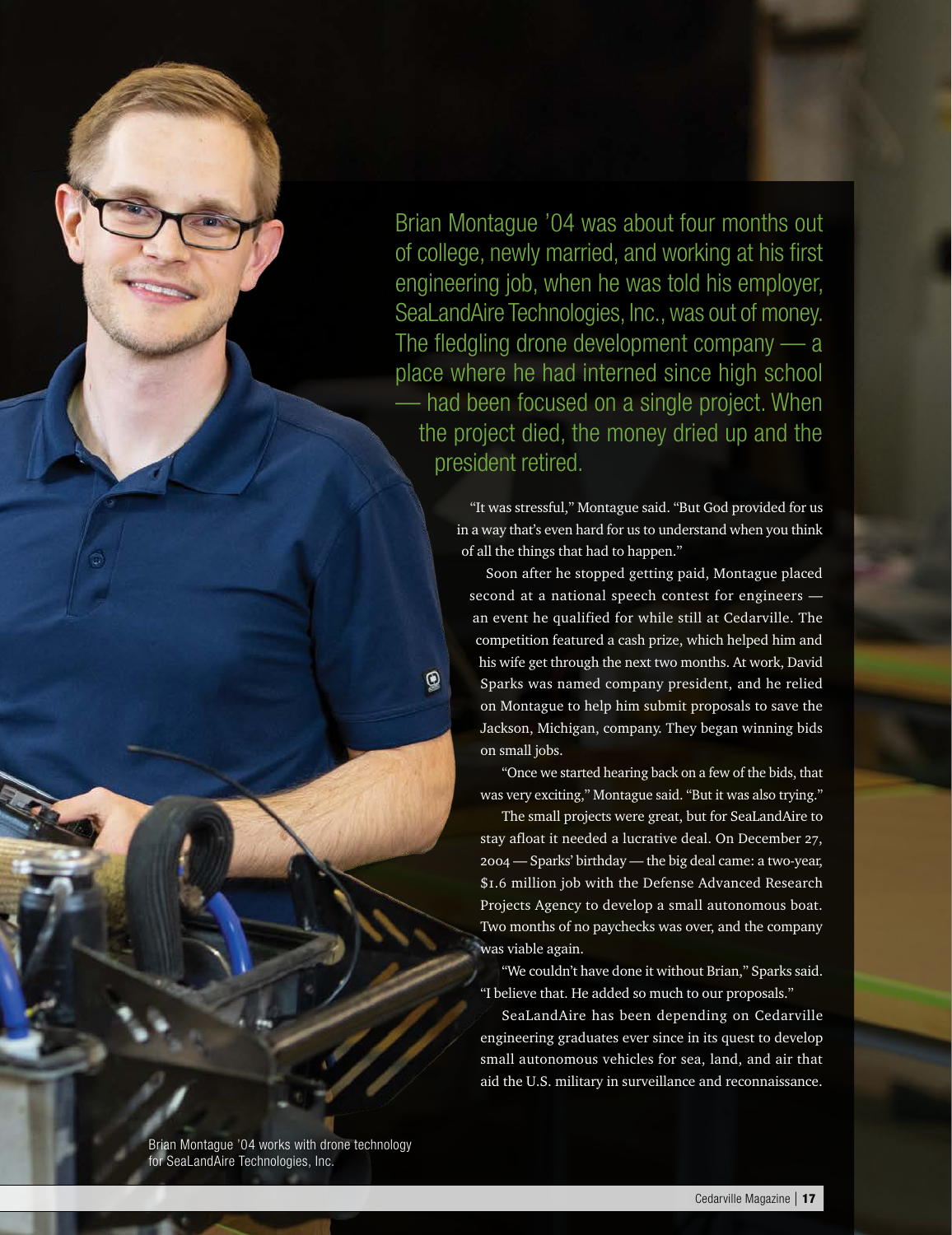Brian Montague '04 was about four months out of college, newly married, and working at his first engineering job, when he was told his employer, SeaLandAire Technologies, Inc., was out of money. The fledgling drone development company — a place where he had interned since high school — had been focused on a single project. When the project died, the money dried up and the president retired.

"It was stressful," Montague said. "But God provided for us in a way that's even hard for us to understand when you think of all the things that had to happen."

Soon after he stopped getting paid, Montague placed second at a national speech contest for engineers — an event he qualified for while still at Cedarville. The competition featured a cash prize, which helped him and his wife get through the next two months. At work, David Sparks was named company president, and he relied on Montague to help him submit proposals to save the Jackson, Michigan, company. They began winning bids on small jobs.

"Once we started hearing back on a few of the bids, that was very exciting," Montague said. "But it was also trying."

The small projects were great, but for SeaLandAire to stay afloat it needed a lucrative deal. On December 27, 2004 — Sparks' birthday — the big deal came: a two-year, $1.6 million job with the Defense Advanced Research Projects Agency to develop a small autonomous boat. Two months of no paychecks was over, and the company was viable again.

"We couldn't have done it without Brian," Sparks said. "I believe that. He added so much to our proposals."

SeaLandAire has been depending on Cedarville engineering graduates ever since in its quest to develop small autonomous vehicles for sea, land, and air that aid the U.S. military in surveillance and reconnaissance.

Brian Montague '04 works with drone technology for SeaLandAire Technologies, Inc.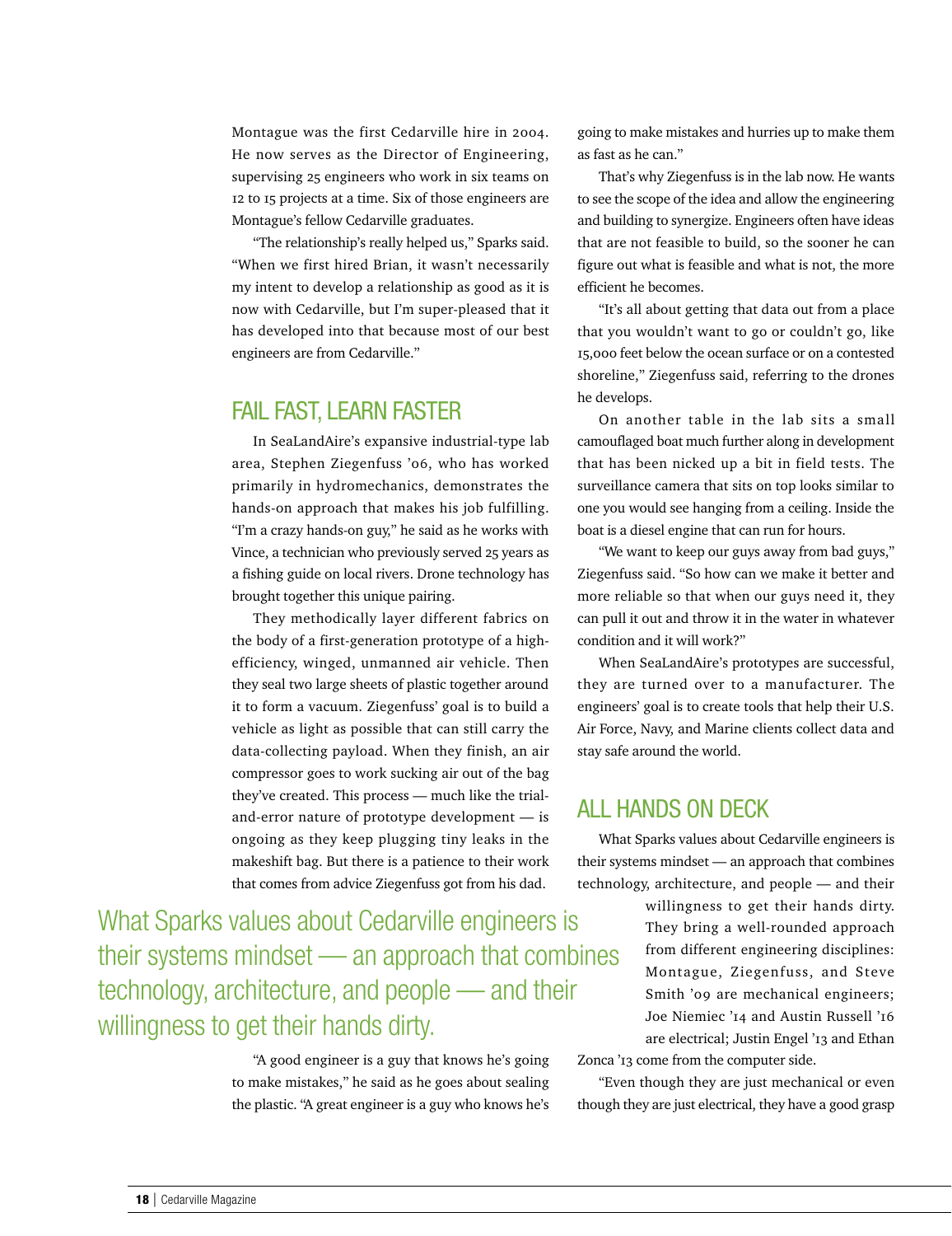Montague was the first Cedarville hire in 2004. He now serves as the Director of Engineering, supervising 25 engineers who work in six teams on 12 to 15 projects at a time. Six of those engineers are Montague's fellow Cedarville graduates.

"The relationship's really helped us," Sparks said. "When we first hired Brian, it wasn't necessarily my intent to develop a relationship as good as it is now with Cedarville, but I'm super-pleased that it has developed into that because most of our best engineers are from Cedarville."

## FAIL FAST, LEARN FASTER

In SeaLandAire's expansive industrial-type lab area, Stephen Ziegenfuss '06, who has worked primarily in hydromechanics, demonstrates the hands-on approach that makes his job fulfilling. "I'm a crazy hands-on guy," he said as he works with Vince, a technician who previously served 25 years as a fishing guide on local rivers. Drone technology has brought together this unique pairing.

They methodically layer different fabrics on the body of a first-generation prototype of a high-efficiency, winged, unmanned air vehicle. Then they seal two large sheets of plastic together around it to form a vacuum. Ziegenfuss' goal is to build a vehicle as light as possible that can still carry the data-collecting payload. When they finish, an air compressor goes to work sucking air out of the bag they've created. This process — much like the trial-and-error nature of prototype development — is ongoing as they keep plugging tiny leaks in the makeshift bag. But there is a patience to their work that comes from advice Ziegenfuss got from his dad.

"A good engineer is a guy that knows he's going to make mistakes," he said as he goes about sealing the plastic. "A great engineer is a guy who knows he's going to make mistakes and hurries up to make them as fast as he can."

That's why Ziegenfuss is in the lab now. He wants to see the scope of the idea and allow the engineering and building to synergize. Engineers often have ideas that are not feasible to build, so the sooner he can figure out what is feasible and what is not, the more efficient he becomes.

"It's all about getting that data out from a place that you wouldn't want to go or couldn't go, like 15,000 feet below the ocean surface or on a contested shoreline," Ziegenfuss said, referring to the drones he develops.

On another table in the lab sits a small camouflaged boat much further along in development that has been nicked up a bit in field tests. The surveillance camera that sits on top looks similar to one you would see hanging from a ceiling. Inside the boat is a diesel engine that can run for hours.

"We want to keep our guys away from bad guys," Ziegenfuss said. "So how can we make it better and more reliable so that when our guys need it, they can pull it out and throw it in the water in whatever condition and it will work?"

When SeaLandAire's prototypes are successful, they are turned over to a manufacturer. The engineers' goal is to create tools that help their U.S. Air Force, Navy, and Marine clients collect data and stay safe around the world.

## ALL HANDS ON DECK

What Sparks values about Cedarville engineers is their systems mindset — an approach that combines technology, architecture, and people — and their willingness to get their hands dirty. They bring a well-rounded approach from different engineering disciplines: Montague, Ziegenfuss, and Steve Smith '09 are mechanical engineers; Joe Niemiec '14 and Austin Russell '16 are electrical; Justin Engel '13 and Ethan Zonca '13 come from the computer side.

> What Sparks values about Cedarville engineers is their systems mindset — an approach that combines technology, architecture, and people — and their willingness to get their hands dirty.

"Even though they are just mechanical or even though they are just electrical, they have a good grasp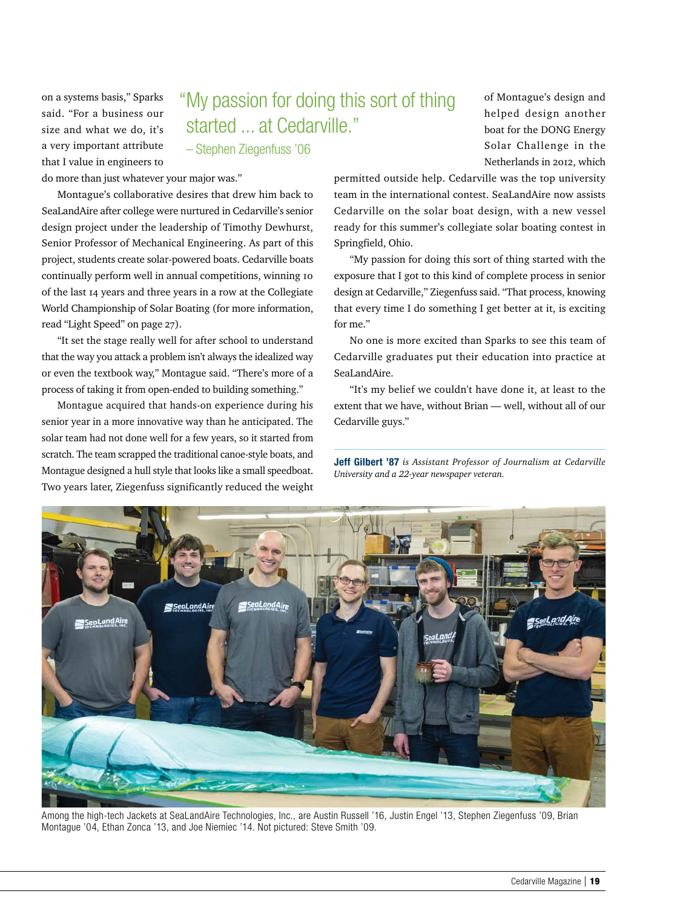on a systems basis," Sparks said. "For a business our size and what we do, it's a very important attribute that I value in engineers to do more than just whatever your major was."

> "My passion for doing this sort of thing started ... at Cedarville."
> – Stephen Ziegenfuss '06

Montague's collaborative desires that drew him back to SeaLandAire after college were nurtured in Cedarville's senior design project under the leadership of Timothy Dewhurst, Senior Professor of Mechanical Engineering. As part of this project, students create solar-powered boats. Cedarville boats continually perform well in annual competitions, winning 10 of the last 14 years and three years in a row at the Collegiate World Championship of Solar Boating (for more information, read "Light Speed" on page 27).

"It set the stage really well for after school to understand that the way you attack a problem isn't always the idealized way or even the textbook way," Montague said. "There's more of a process of taking it from open-ended to building something."

Montague acquired that hands-on experience during his senior year in a more innovative way than he anticipated. The solar team had not done well for a few years, so it started from scratch. The team scrapped the traditional canoe-style boats, and Montague designed a hull style that looks like a small speedboat. Two years later, Ziegenfuss significantly reduced the weight of Montague's design and helped design another boat for the DONG Energy Solar Challenge in the Netherlands in 2012, which permitted outside help. Cedarville was the top university team in the international contest. SeaLandAire now assists Cedarville on the solar boat design, with a new vessel ready for this summer's collegiate solar boating contest in Springfield, Ohio.

"My passion for doing this sort of thing started with the exposure that I got to this kind of complete process in senior design at Cedarville," Ziegenfuss said. "That process, knowing that every time I do something I get better at it, is exciting for me."

No one is more excited than Sparks to see this team of Cedarville graduates put their education into practice at SeaLandAire.

"It's my belief we couldn't have done it, at least to the extent that we have, without Brian — well, without all of our Cedarville guys."

**Jeff Gilbert '87** *is Assistant Professor of Journalism at Cedarville University and a 22-year newspaper veteran.*

Among the high-tech Jackets at SeaLandAire Technologies, Inc., are Austin Russell '16, Justin Engel '13, Stephen Ziegenfuss '09, Brian Montague '04, Ethan Zonca '13, and Joe Niemiec '14. Not pictured: Steve Smith '09.